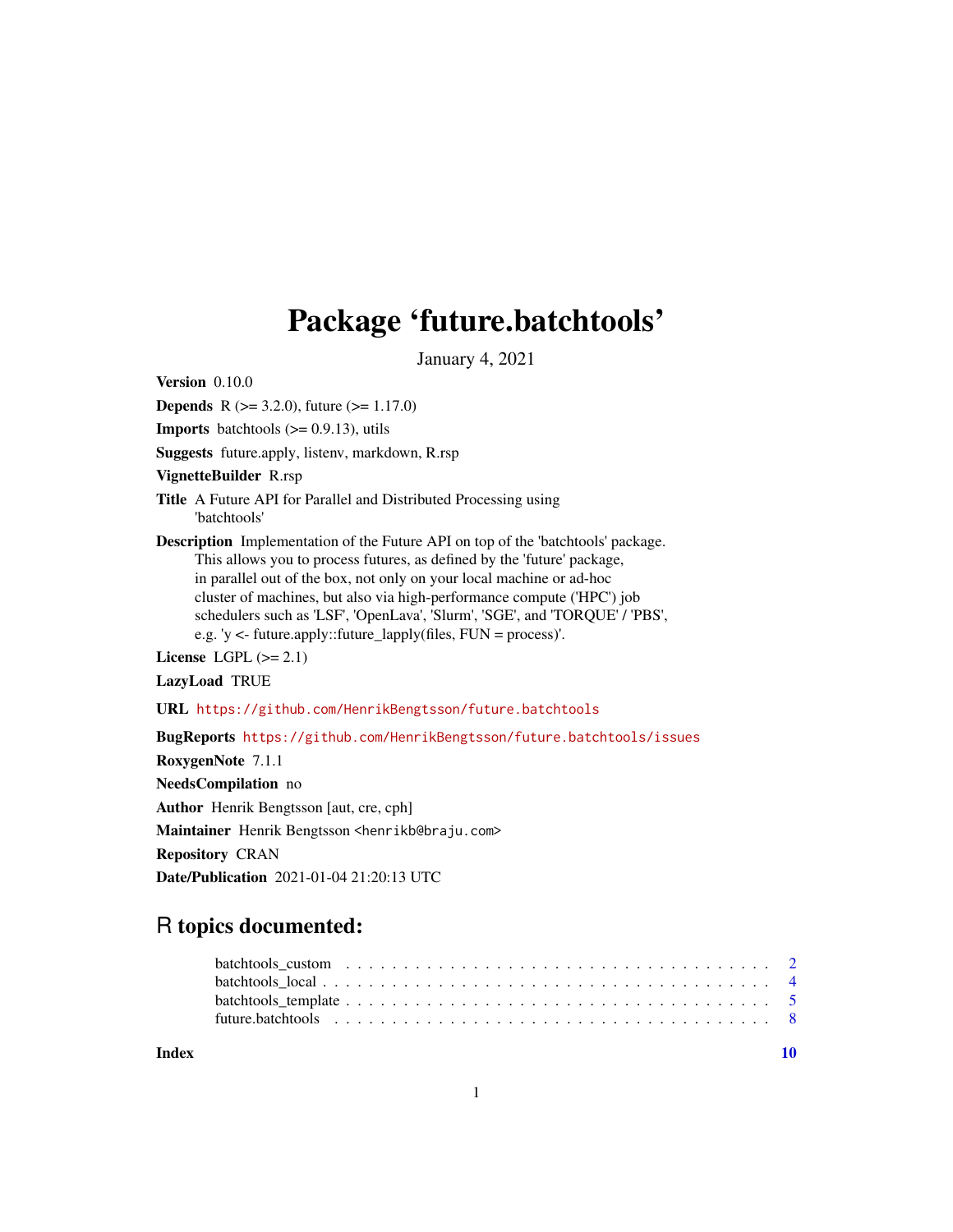# Package 'future.batchtools'

January 4, 2021

**Version** 0.10.0

**Depends** R (>= 3.2.0), future (>= 1.17.0)

**Imports** batchtools (>= 0.9.13), utils

**Suggests** future.apply, listenv, markdown, R.rsp

**VignetteBuilder** R.rsp

**Title** A Future API for Parallel and Distributed Processing using 'batchtools'

**Description** Implementation of the Future API on top of the 'batchtools' package. This allows you to process futures, as defined by the 'future' package, in parallel out of the box, not only on your local machine or ad-hoc cluster of machines, but also via high-performance compute ('HPC') job schedulers such as 'LSF', 'OpenLava', 'Slurm', 'SGE', and 'TORQUE' / 'PBS', e.g. 'y <- future.apply::future_lapply(files, FUN = process)'.

**License** LGPL (>= 2.1)

**LazyLoad** TRUE

**URL** https://github.com/HenrikBengtsson/future.batchtools

**BugReports** https://github.com/HenrikBengtsson/future.batchtools/issues

**RoxygenNote** 7.1.1

**NeedsCompilation** no

**Author** Henrik Bengtsson [aut, cre, cph]

**Maintainer** Henrik Bengtsson <henrikb@braju.com>

**Repository** CRAN

**Date/Publication** 2021-01-04 21:20:13 UTC

## R topics documented:

- batchtools_custom . . . . . . . . . . . . . . . . . . . . . . . . . . . . . . . . . . . . . . . 2
- batchtools_local . . . . . . . . . . . . . . . . . . . . . . . . . . . . . . . . . . . . . . . . 4
- batchtools_template . . . . . . . . . . . . . . . . . . . . . . . . . . . . . . . . . . . . . . 5
- future.batchtools . . . . . . . . . . . . . . . . . . . . . . . . . . . . . . . . . . . . . . . . 8

**Index** **10**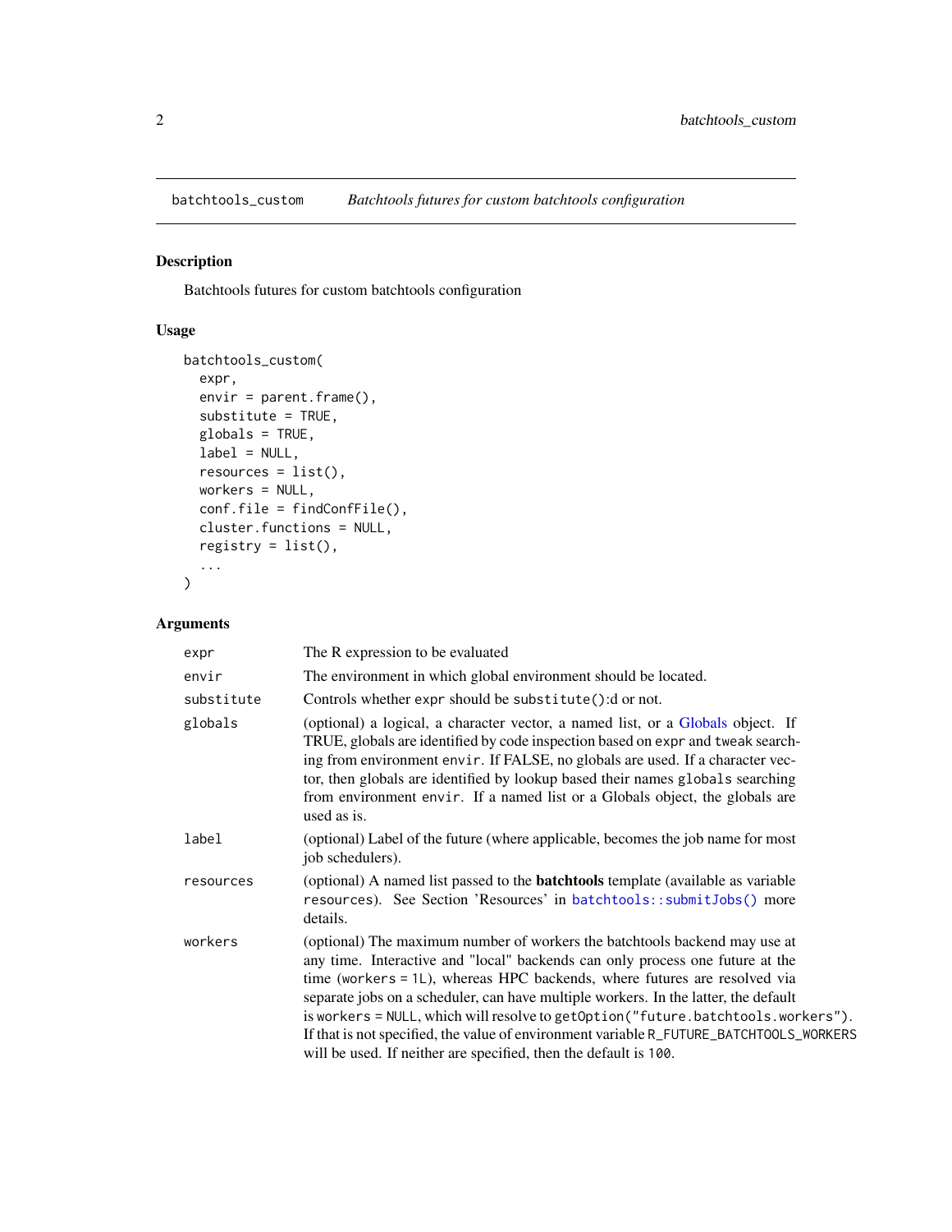batchtools_custom *Batchtools futures for custom batchtools configuration*

## Description

Batchtools futures for custom batchtools configuration

## Usage

```
batchtools_custom(
  expr,
  envir = parent.frame(),
  substitute = TRUE,
  globals = TRUE,
  label = NULL,
  resources = list(),
  workers = NULL,
  conf.file = findConfFile(),
  cluster.functions = NULL,
  registry = list(),
  ...
)
```

## Arguments

| | |
|---|---|
| `expr` | The R expression to be evaluated |
| `envir` | The environment in which global environment should be located. |
| `substitute` | Controls whether `expr` should be `substitute()`:d or not. |
| `globals` | (optional) a logical, a character vector, a named list, or a Globals object. If TRUE, globals are identified by code inspection based on `expr` and `tweak` searching from environment `envir`. If FALSE, no globals are used. If a character vector, then globals are identified by lookup based their names `globals` searching from environment `envir`. If a named list or a Globals object, the globals are used as is. |
| `label` | (optional) Label of the future (where applicable, becomes the job name for most job schedulers). |
| `resources` | (optional) A named list passed to the **batchtools** template (available as variable `resources`). See Section 'Resources' in `batchtools::submitJobs()` more details. |
| `workers` | (optional) The maximum number of workers the batchtools backend may use at any time. Interactive and "local" backends can only process one future at the time (`workers = 1L`), whereas HPC backends, where futures are resolved via separate jobs on a scheduler, can have multiple workers. In the latter, the default is `workers = NULL`, which will resolve to `getOption("future.batchtools.workers")`. If that is not specified, the value of environment variable `R_FUTURE_BATCHTOOLS_WORKERS` will be used. If neither are specified, then the default is `100`. |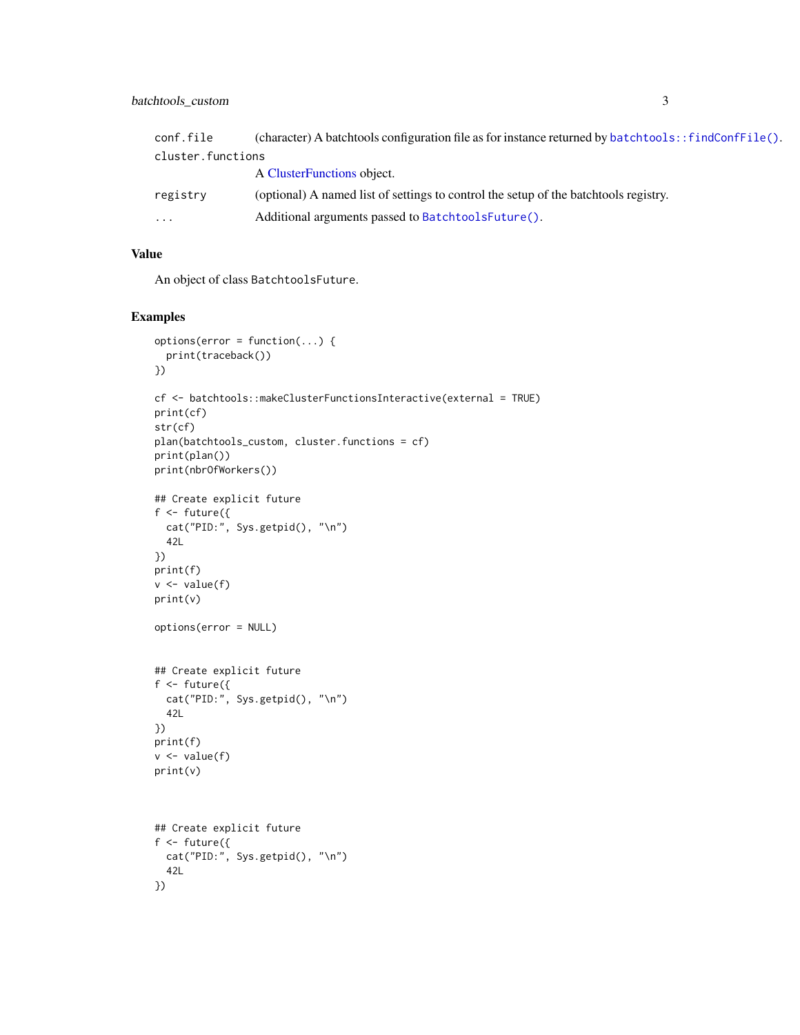| | |
|---|---|
| conf.file | (character) A batchtools configuration file as for instance returned by batchtools::findConfFile(). |
| cluster.functions | A ClusterFunctions object. |
| registry | (optional) A named list of settings to control the setup of the batchtools registry. |
| ... | Additional arguments passed to BatchtoolsFuture(). |

## Value

An object of class BatchtoolsFuture.

## Examples

```
options(error = function(...) {
  print(traceback())
})

cf <- batchtools::makeClusterFunctionsInteractive(external = TRUE)
print(cf)
str(cf)
plan(batchtools_custom, cluster.functions = cf)
print(plan())
print(nbrOfWorkers())

## Create explicit future
f <- future({
  cat("PID:", Sys.getpid(), "\n")
  42L
})
print(f)
v <- value(f)
print(v)

options(error = NULL)


## Create explicit future
f <- future({
  cat("PID:", Sys.getpid(), "\n")
  42L
})
print(f)
v <- value(f)
print(v)



## Create explicit future
f <- future({
  cat("PID:", Sys.getpid(), "\n")
  42L
})
```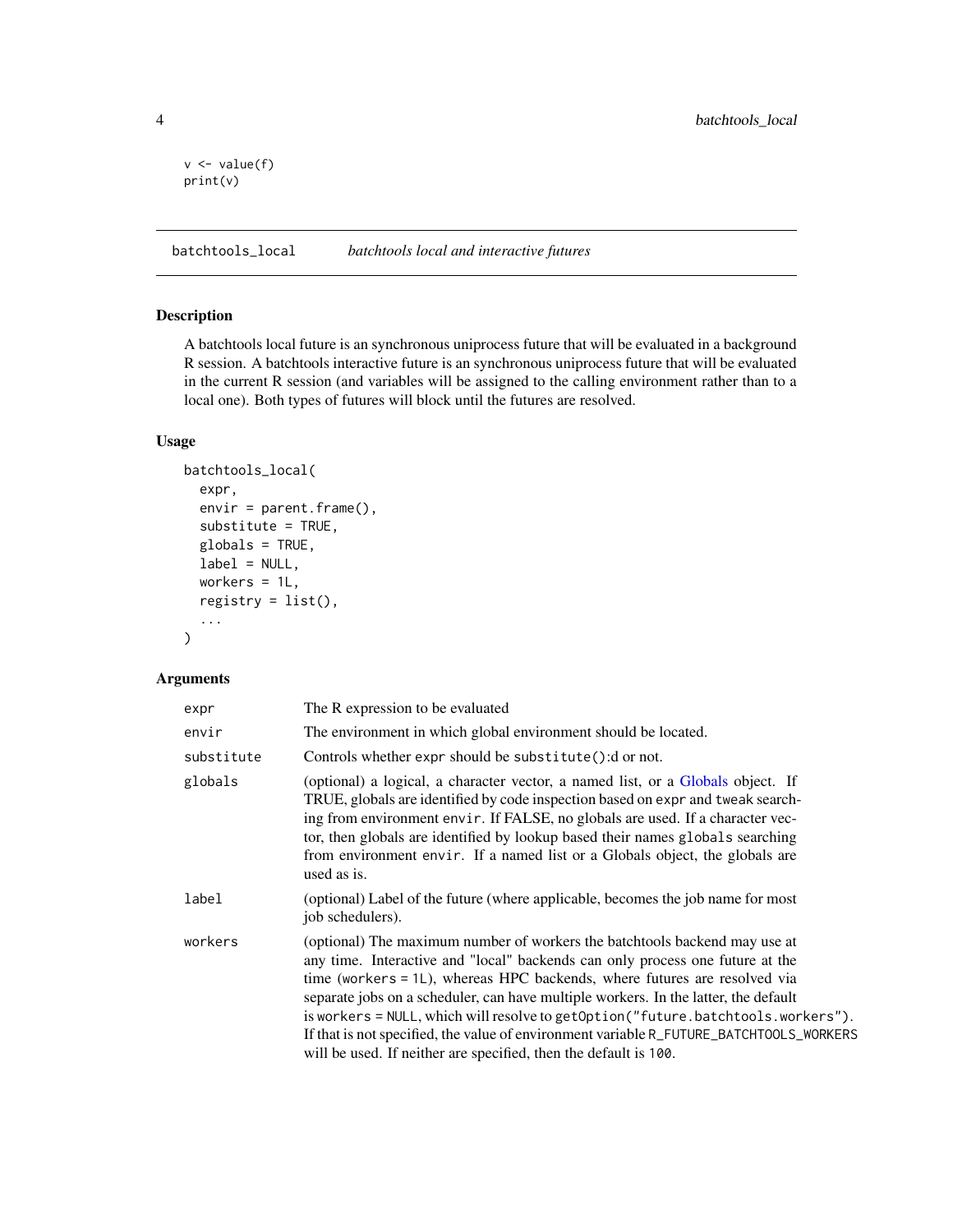```
v <- value(f)
print(v)
```

## batchtools_local — *batchtools local and interactive futures*

### Description

A batchtools local future is an synchronous uniprocess future that will be evaluated in a background R session. A batchtools interactive future is an synchronous uniprocess future that will be evaluated in the current R session (and variables will be assigned to the calling environment rather than to a local one). Both types of futures will block until the futures are resolved.

### Usage

```
batchtools_local(
  expr,
  envir = parent.frame(),
  substitute = TRUE,
  globals = TRUE,
  label = NULL,
  workers = 1L,
  registry = list(),
  ...
)
```

### Arguments

| | |
|---|---|
| `expr` | The R expression to be evaluated |
| `envir` | The environment in which global environment should be located. |
| `substitute` | Controls whether `expr` should be `substitute()`:d or not. |
| `globals` | (optional) a logical, a character vector, a named list, or a Globals object. If TRUE, globals are identified by code inspection based on `expr` and `tweak` searching from environment `envir`. If FALSE, no globals are used. If a character vector, then globals are identified by lookup based their names `globals` searching from environment `envir`. If a named list or a Globals object, the globals are used as is. |
| `label` | (optional) Label of the future (where applicable, becomes the job name for most job schedulers). |
| `workers` | (optional) The maximum number of workers the batchtools backend may use at any time. Interactive and "local" backends can only process one future at the time (`workers = 1L`), whereas HPC backends, where futures are resolved via separate jobs on a scheduler, can have multiple workers. In the latter, the default is `workers = NULL`, which will resolve to `getOption("future.batchtools.workers")`. If that is not specified, the value of environment variable `R_FUTURE_BATCHTOOLS_WORKERS` will be used. If neither are specified, then the default is `100`. |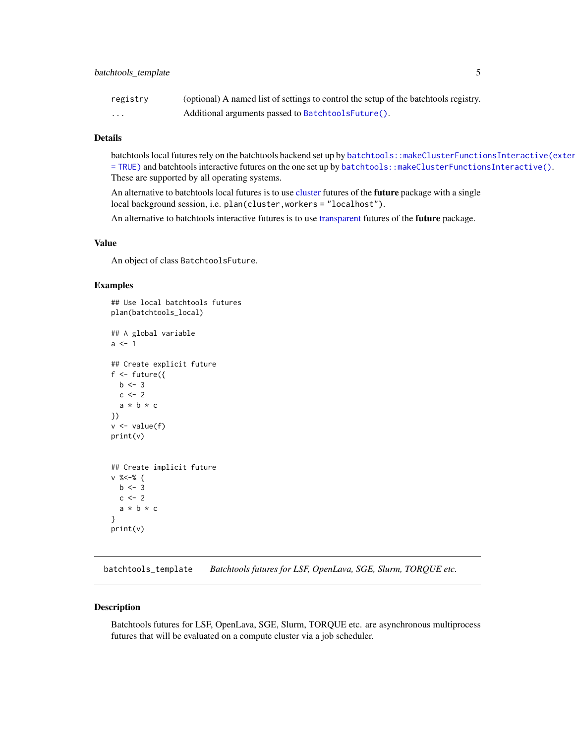| | |
|---|---|
| registry | (optional) A named list of settings to control the setup of the batchtools registry. |
| ... | Additional arguments passed to BatchtoolsFuture(). |

### Details

batchtools local futures rely on the batchtools backend set up by batchtools::makeClusterFunctionsInteractive(exter = TRUE) and batchtools interactive futures on the one set up by batchtools::makeClusterFunctionsInteractive(). These are supported by all operating systems.

An alternative to batchtools local futures is to use cluster futures of the **future** package with a single local background session, i.e. plan(cluster,workers = "localhost").

An alternative to batchtools interactive futures is to use transparent futures of the **future** package.

### Value

An object of class BatchtoolsFuture.

### Examples

```
## Use local batchtools futures
plan(batchtools_local)

## A global variable
a <- 1

## Create explicit future
f <- future({
  b <- 3
  c <- 2
  a * b * c
})
v <- value(f)
print(v)


## Create implicit future
v %<-% {
  b <- 3
  c <- 2
  a * b * c
}
print(v)
```

---

## batchtools_template *Batchtools futures for LSF, OpenLava, SGE, Slurm, TORQUE etc.*

### Description

Batchtools futures for LSF, OpenLava, SGE, Slurm, TORQUE etc. are asynchronous multiprocess futures that will be evaluated on a compute cluster via a job scheduler.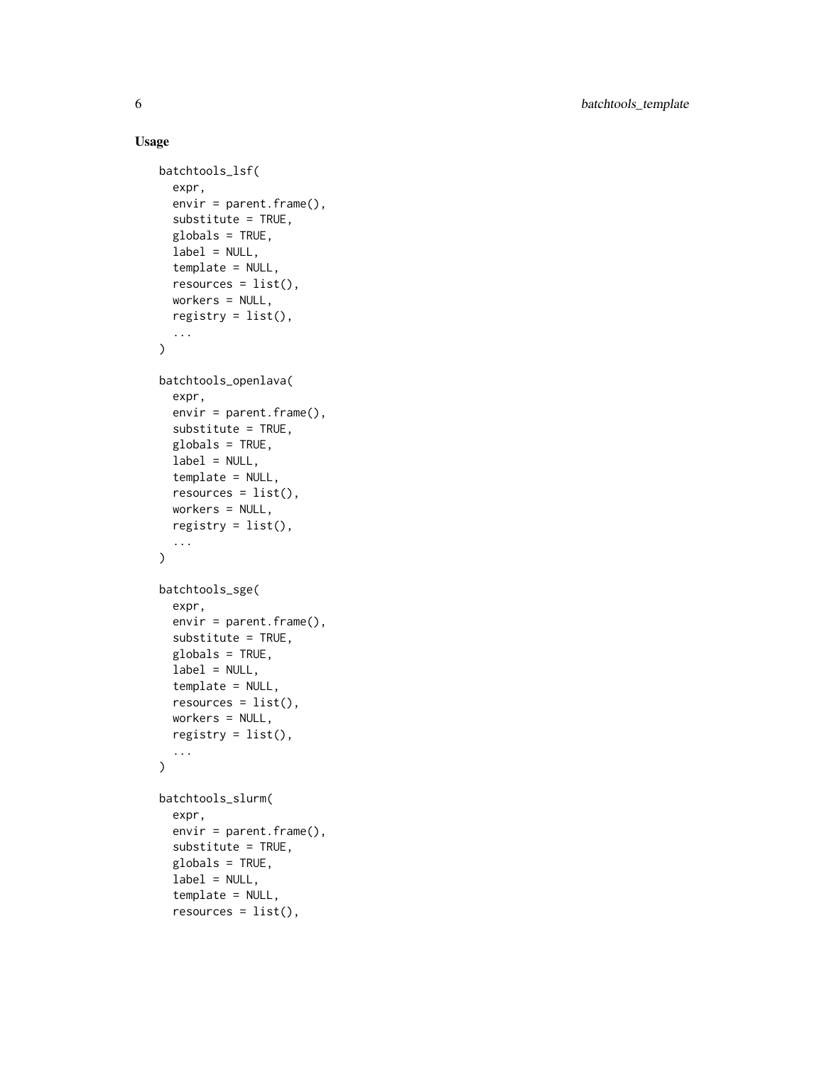### Usage

```
batchtools_lsf(
  expr,
  envir = parent.frame(),
  substitute = TRUE,
  globals = TRUE,
  label = NULL,
  template = NULL,
  resources = list(),
  workers = NULL,
  registry = list(),
  ...
)

batchtools_openlava(
  expr,
  envir = parent.frame(),
  substitute = TRUE,
  globals = TRUE,
  label = NULL,
  template = NULL,
  resources = list(),
  workers = NULL,
  registry = list(),
  ...
)

batchtools_sge(
  expr,
  envir = parent.frame(),
  substitute = TRUE,
  globals = TRUE,
  label = NULL,
  template = NULL,
  resources = list(),
  workers = NULL,
  registry = list(),
  ...
)

batchtools_slurm(
  expr,
  envir = parent.frame(),
  substitute = TRUE,
  globals = TRUE,
  label = NULL,
  template = NULL,
  resources = list(),
```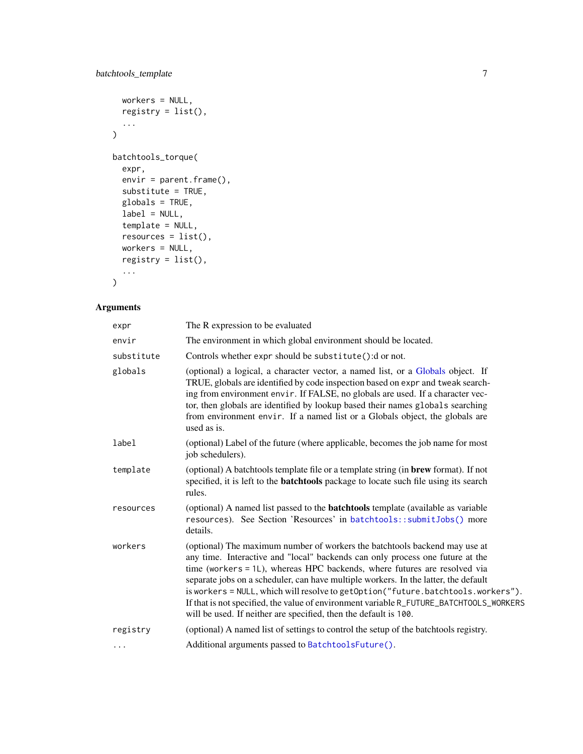```
  workers = NULL,
  registry = list(),
  ...
)

batchtools_torque(
  expr,
  envir = parent.frame(),
  substitute = TRUE,
  globals = TRUE,
  label = NULL,
  template = NULL,
  resources = list(),
  workers = NULL,
  registry = list(),
  ...
)
```

## Arguments

| Argument | Description |
| --- | --- |
| `expr` | The R expression to be evaluated |
| `envir` | The environment in which global environment should be located. |
| `substitute` | Controls whether `expr` should be `substitute()`:d or not. |
| `globals` | (optional) a logical, a character vector, a named list, or a Globals object. If TRUE, globals are identified by code inspection based on `expr` and `tweak` searching from environment `envir`. If FALSE, no globals are used. If a character vector, then globals are identified by lookup based their names `globals` searching from environment `envir`. If a named list or a Globals object, the globals are used as is. |
| `label` | (optional) Label of the future (where applicable, becomes the job name for most job schedulers). |
| `template` | (optional) A batchtools template file or a template string (in **brew** format). If not specified, it is left to the **batchtools** package to locate such file using its search rules. |
| `resources` | (optional) A named list passed to the **batchtools** template (available as variable `resources`). See Section 'Resources' in `batchtools::submitJobs()` more details. |
| `workers` | (optional) The maximum number of workers the batchtools backend may use at any time. Interactive and "local" backends can only process one future at the time (`workers = 1L`), whereas HPC backends, where futures are resolved via separate jobs on a scheduler, can have multiple workers. In the latter, the default is `workers = NULL`, which will resolve to `getOption("future.batchtools.workers")`. If that is not specified, the value of environment variable `R_FUTURE_BATCHTOOLS_WORKERS` will be used. If neither are specified, then the default is `100`. |
| `registry` | (optional) A named list of settings to control the setup of the batchtools registry. |
| `...` | Additional arguments passed to `BatchtoolsFuture()`. |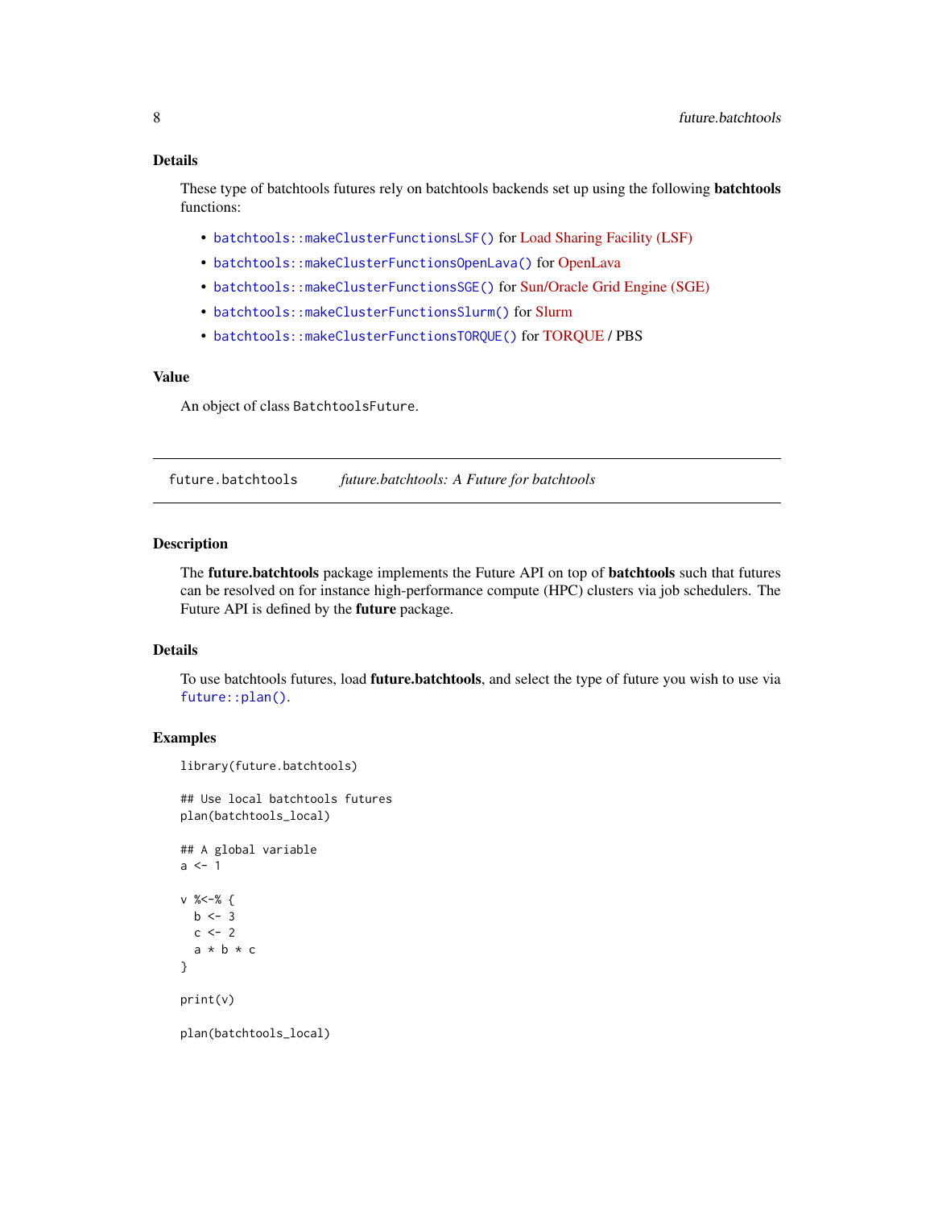## Details

These type of batchtools futures rely on batchtools backends set up using the following **batchtools** functions:

- `batchtools::makeClusterFunctionsLSF()` for Load Sharing Facility (LSF)
- `batchtools::makeClusterFunctionsOpenLava()` for OpenLava
- `batchtools::makeClusterFunctionsSGE()` for Sun/Oracle Grid Engine (SGE)
- `batchtools::makeClusterFunctionsSlurm()` for Slurm
- `batchtools::makeClusterFunctionsTORQUE()` for TORQUE / PBS

## Value

An object of class `BatchtoolsFuture`.

---

# future.batchtools — *future.batchtools: A Future for batchtools*

## Description

The **future.batchtools** package implements the Future API on top of **batchtools** such that futures can be resolved on for instance high-performance compute (HPC) clusters via job schedulers. The Future API is defined by the **future** package.

## Details

To use batchtools futures, load **future.batchtools**, and select the type of future you wish to use via `future::plan()`.

## Examples

```
library(future.batchtools)

## Use local batchtools futures
plan(batchtools_local)

## A global variable
a <- 1

v %<-% {
  b <- 3
  c <- 2
  a * b * c
}

print(v)

plan(batchtools_local)
```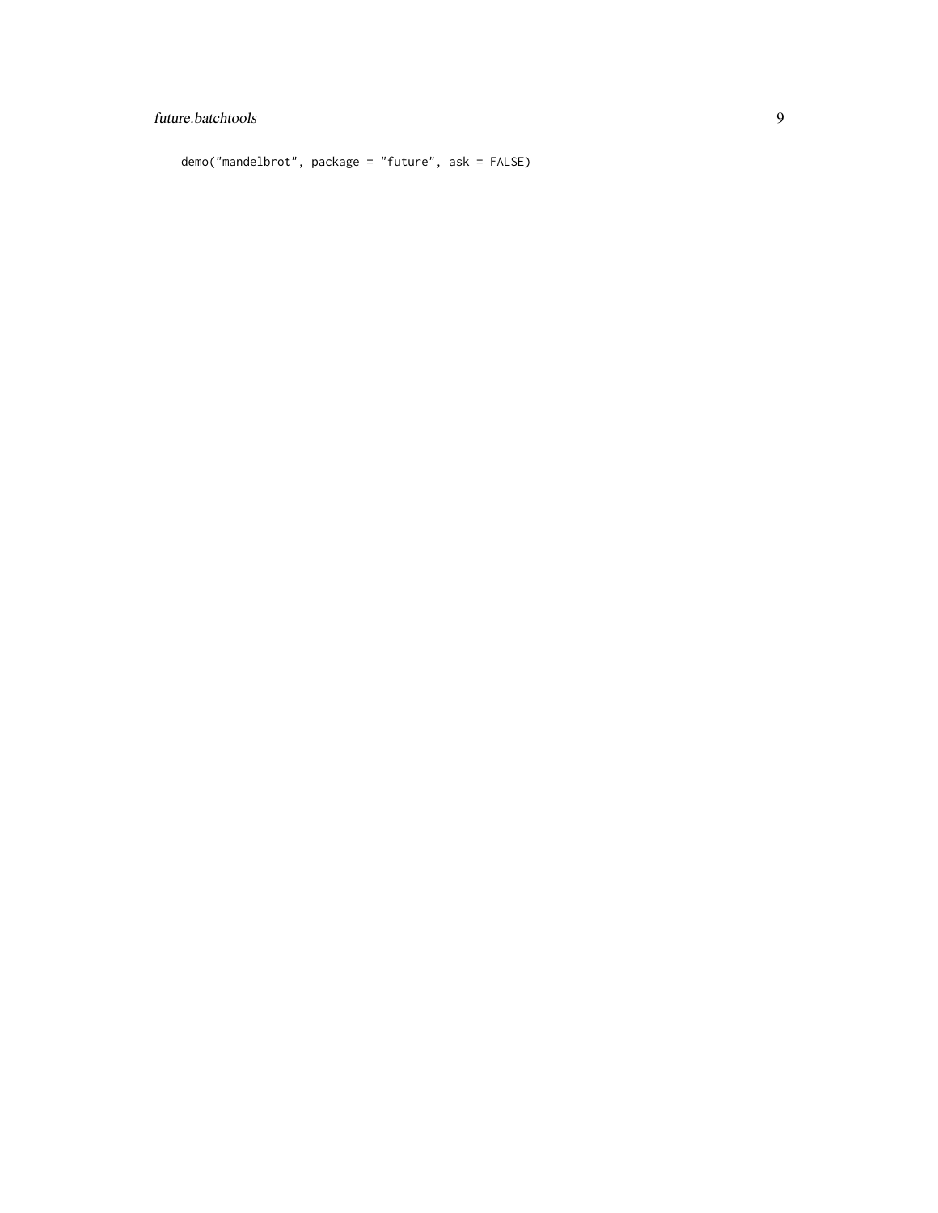```
demo("mandelbrot", package = "future", ask = FALSE)
```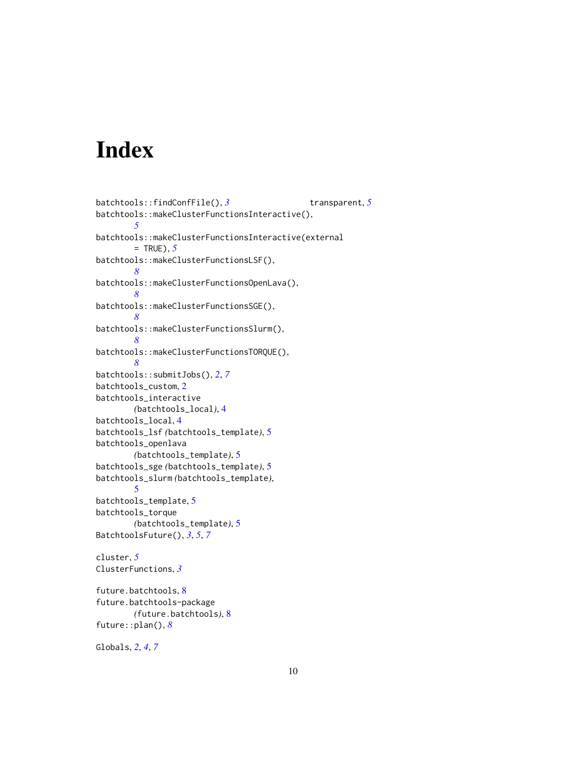# Index

batchtools::findConfFile(), *3*
batchtools::makeClusterFunctionsInteractive(), *5*
batchtools::makeClusterFunctionsInteractive(external = TRUE), *5*
batchtools::makeClusterFunctionsLSF(), *8*
batchtools::makeClusterFunctionsOpenLava(), *8*
batchtools::makeClusterFunctionsSGE(), *8*
batchtools::makeClusterFunctionsSlurm(), *8*
batchtools::makeClusterFunctionsTORQUE(), *8*
batchtools::submitJobs(), *2*, *7*
batchtools_custom, 2
batchtools_interactive *(*batchtools_local*)*, 4
batchtools_local, 4
batchtools_lsf *(*batchtools_template*)*, 5
batchtools_openlava *(*batchtools_template*)*, 5
batchtools_sge *(*batchtools_template*)*, 5
batchtools_slurm *(*batchtools_template*)*, 5
batchtools_template, 5
batchtools_torque *(*batchtools_template*)*, 5
BatchtoolsFuture(), *3*, *5*, *7*

cluster, *5*
ClusterFunctions, *3*

future.batchtools, 8
future.batchtools-package *(*future.batchtools*)*, 8
future::plan(), *8*

Globals, *2*, *4*, *7*

transparent, *5*